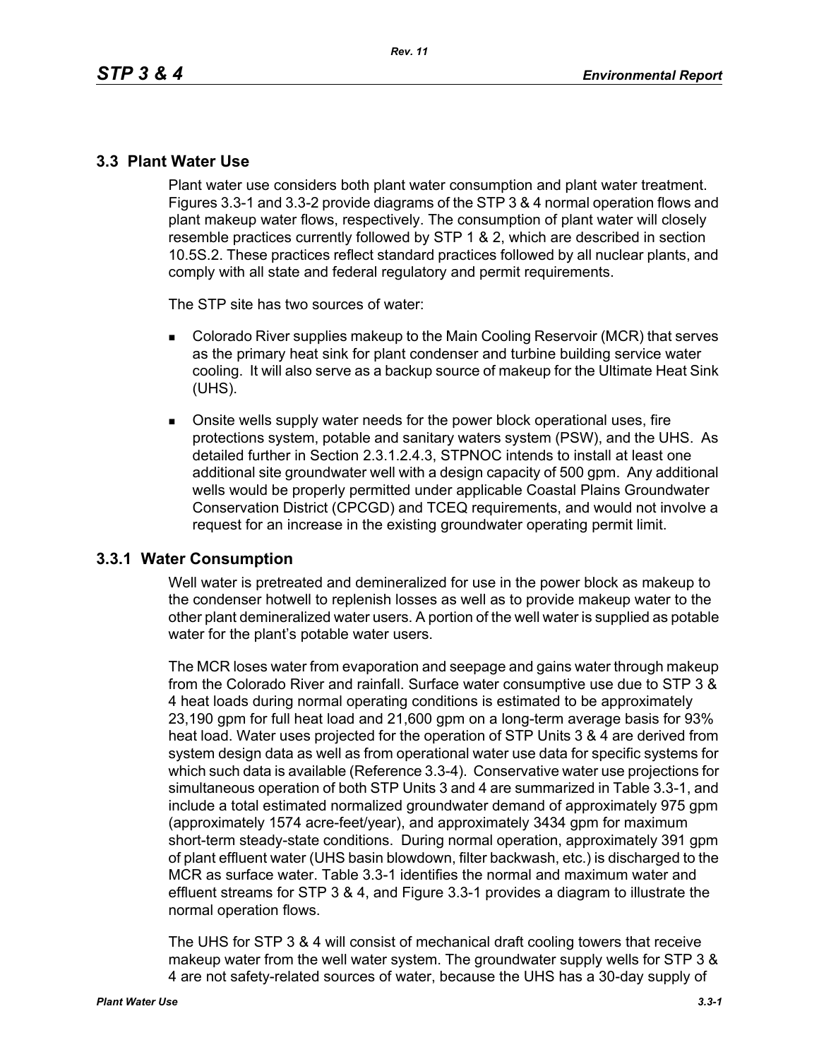## 3.3 Plant Water Use

Plant water use considers both plant water consumption and plant water treatment. Figures 3.3-1 and 3.3-2 provide diagrams of the STP 3 & 4 normal operation flows and plant makeup water flows, respectively. The consumption of plant water will closely resemble practices currently followed by STP 1 & 2, which are described in section 10.5S.2. These practices reflect standard practices followed by all nuclear plants, and comply with all state and federal regulatory and permit requirements.

The STP site has two sources of water:

- Colorado River supplies makeup to the Main Cooling Reservoir (MCR) that serves as the primary heat sink for plant condenser and turbine building service water cooling. It will also serve as a backup source of makeup for the Ultimate Heat Sink (UHS).
- Onsite wells supply water needs for the power block operational uses, fire protections system, potable and sanitary waters system (PSW), and the UHS. As detailed further in Section 2.3.1.2.4.3, STPNOC intends to install at least one additional site groundwater well with a design capacity of 500 gpm. Any additional wells would be properly permitted under applicable Coastal Plains Groundwater Conservation District (CPCGD) and TCEQ requirements, and would not involve a request for an increase in the existing groundwater operating permit limit.

### 3.3.1 Water Consumption

Well water is pretreated and demineralized for use in the power block as makeup to the condenser hotwell to replenish losses as well as to provide makeup water to the other plant demineralized water users. A portion of the well water is supplied as potable water for the plant's potable water users.

The MCR loses water from evaporation and seepage and gains water through makeup from the Colorado River and rainfall. Surface water consumptive use due to STP 3 & 4 heat loads during normal operating conditions is estimated to be approximately 23,190 gpm for full heat load and 21,600 gpm on a long-term average basis for 93% heat load. Water uses projected for the operation of STP Units 3 & 4 are derived from system design data as well as from operational water use data for specific systems for which such data is available (Reference 3.3-4). Conservative water use projections for simultaneous operation of both STP Units 3 and 4 are summarized in Table 3.3-1, and include a total estimated normalized groundwater demand of approximately 975 gpm (approximately 1574 acre-feet/year), and approximately 3434 gpm for maximum short-term steady-state conditions. During normal operation, approximately 391 gpm of plant effluent water (UHS basin blowdown, filter backwash, etc.) is discharged to the MCR as surface water. Table 3.3-1 identifies the normal and maximum water and effluent streams for STP 3 & 4, and Figure 3.3-1 provides a diagram to illustrate the normal operation flows.

The UHS for STP 3 & 4 will consist of mechanical draft cooling towers that receive makeup water from the well water system. The groundwater supply wells for STP 3 & 4 are not safety-related sources of water, because the UHS has a 30-day supply of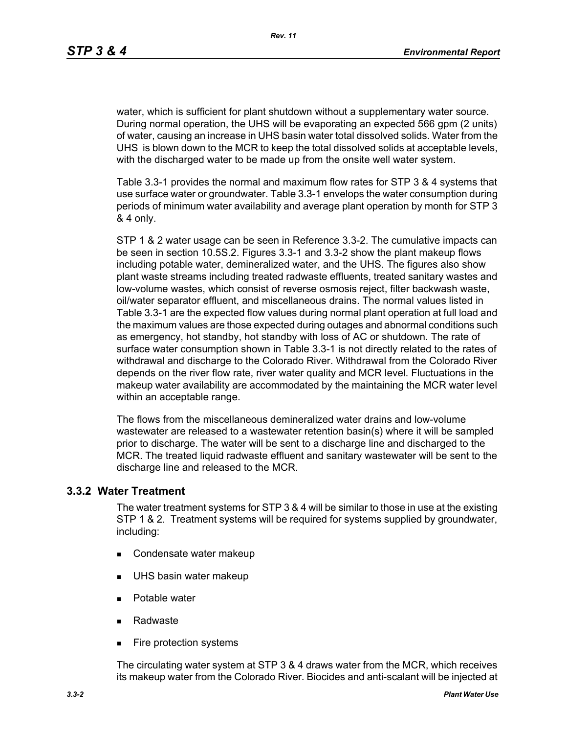water, which is sufficient for plant shutdown without a supplementary water source. During normal operation, the UHS will be evaporating an expected 566 gpm (2 units) of water, causing an increase in UHS basin water total dissolved solids. Water from the UHS is blown down to the MCR to keep the total dissolved solids at acceptable levels, with the discharged water to be made up from the onsite well water system.

Table 3.3-1 provides the normal and maximum flow rates for STP 3 & 4 systems that use surface water or groundwater. Table 3.3-1 envelops the water consumption during periods of minimum water availability and average plant operation by month for STP 3 & 4 only.

STP 1 & 2 water usage can be seen in Reference 3.3-2. The cumulative impacts can be seen in section 10.5S.2. Figures 3.3-1 and 3.3-2 show the plant makeup flows including potable water, demineralized water, and the UHS. The figures also show plant waste streams including treated radwaste effluents, treated sanitary wastes and low-volume wastes, which consist of reverse osmosis reject, filter backwash waste, oil/water separator effluent, and miscellaneous drains. The normal values listed in Table 3.3-1 are the expected flow values during normal plant operation at full load and the maximum values are those expected during outages and abnormal conditions such as emergency, hot standby, hot standby with loss of AC or shutdown. The rate of surface water consumption shown in Table 3.3-1 is not directly related to the rates of withdrawal and discharge to the Colorado River. Withdrawal from the Colorado River depends on the river flow rate, river water quality and MCR level. Fluctuations in the makeup water availability are accommodated by the maintaining the MCR water level within an acceptable range.

The flows from the miscellaneous demineralized water drains and low-volume wastewater are released to a wastewater retention basin(s) where it will be sampled prior to discharge. The water will be sent to a discharge line and discharged to the MCR. The treated liquid radwaste effluent and sanitary wastewater will be sent to the discharge line and released to the MCR.

### 3.3.2 Water Treatment

The water treatment systems for STP 3 & 4 will be similar to those in use at the existing STP 1 & 2. Treatment systems will be required for systems supplied by groundwater, including:

- Condensate water makeup
- UHS basin water makeup
- Potable water
- Radwaste
- Fire protection systems

The circulating water system at STP 3 & 4 draws water from the MCR, which receives its makeup water from the Colorado River. Biocides and anti-scalant will be injected at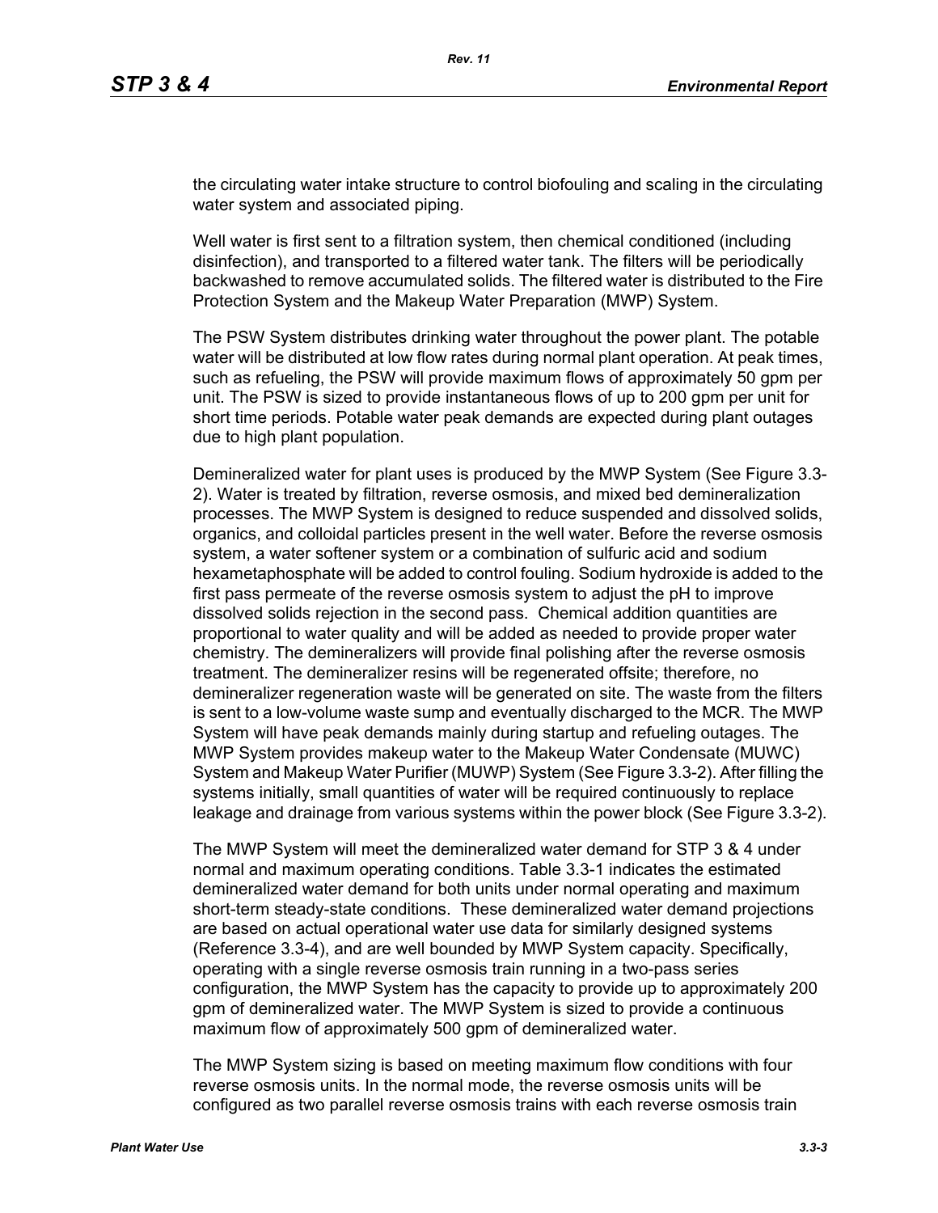the circulating water intake structure to control biofouling and scaling in the circulating water system and associated piping.

Well water is first sent to a filtration system, then chemical conditioned (including disinfection), and transported to a filtered water tank. The filters will be periodically backwashed to remove accumulated solids. The filtered water is distributed to the Fire Protection System and the Makeup Water Preparation (MWP) System.

The PSW System distributes drinking water throughout the power plant. The potable water will be distributed at low flow rates during normal plant operation. At peak times, such as refueling, the PSW will provide maximum flows of approximately 50 gpm per unit. The PSW is sized to provide instantaneous flows of up to 200 gpm per unit for short time periods. Potable water peak demands are expected during plant outages due to high plant population.

Demineralized water for plant uses is produced by the MWP System (See Figure 3.3-2). Water is treated by filtration, reverse osmosis, and mixed bed demineralization processes. The MWP System is designed to reduce suspended and dissolved solids, organics, and colloidal particles present in the well water. Before the reverse osmosis system, a water softener system or a combination of sulfuric acid and sodium hexametaphosphate will be added to control fouling. Sodium hydroxide is added to the first pass permeate of the reverse osmosis system to adjust the pH to improve dissolved solids rejection in the second pass. Chemical addition quantities are proportional to water quality and will be added as needed to provide proper water chemistry. The demineralizers will provide final polishing after the reverse osmosis treatment. The demineralizer resins will be regenerated offsite; therefore, no demineralizer regeneration waste will be generated on site. The waste from the filters is sent to a low-volume waste sump and eventually discharged to the MCR. The MWP System will have peak demands mainly during startup and refueling outages. The MWP System provides makeup water to the Makeup Water Condensate (MUWC) System and Makeup Water Purifier (MUWP) System (See Figure 3.3-2). After filling the systems initially, small quantities of water will be required continuously to replace leakage and drainage from various systems within the power block (See Figure 3.3-2).

The MWP System will meet the demineralized water demand for STP 3 & 4 under normal and maximum operating conditions. Table 3.3-1 indicates the estimated demineralized water demand for both units under normal operating and maximum short-term steady-state conditions. These demineralized water demand projections are based on actual operational water use data for similarly designed systems (Reference 3.3-4), and are well bounded by MWP System capacity. Specifically, operating with a single reverse osmosis train running in a two-pass series configuration, the MWP System has the capacity to provide up to approximately 200 gpm of demineralized water. The MWP System is sized to provide a continuous maximum flow of approximately 500 gpm of demineralized water.

The MWP System sizing is based on meeting maximum flow conditions with four reverse osmosis units. In the normal mode, the reverse osmosis units will be configured as two parallel reverse osmosis trains with each reverse osmosis train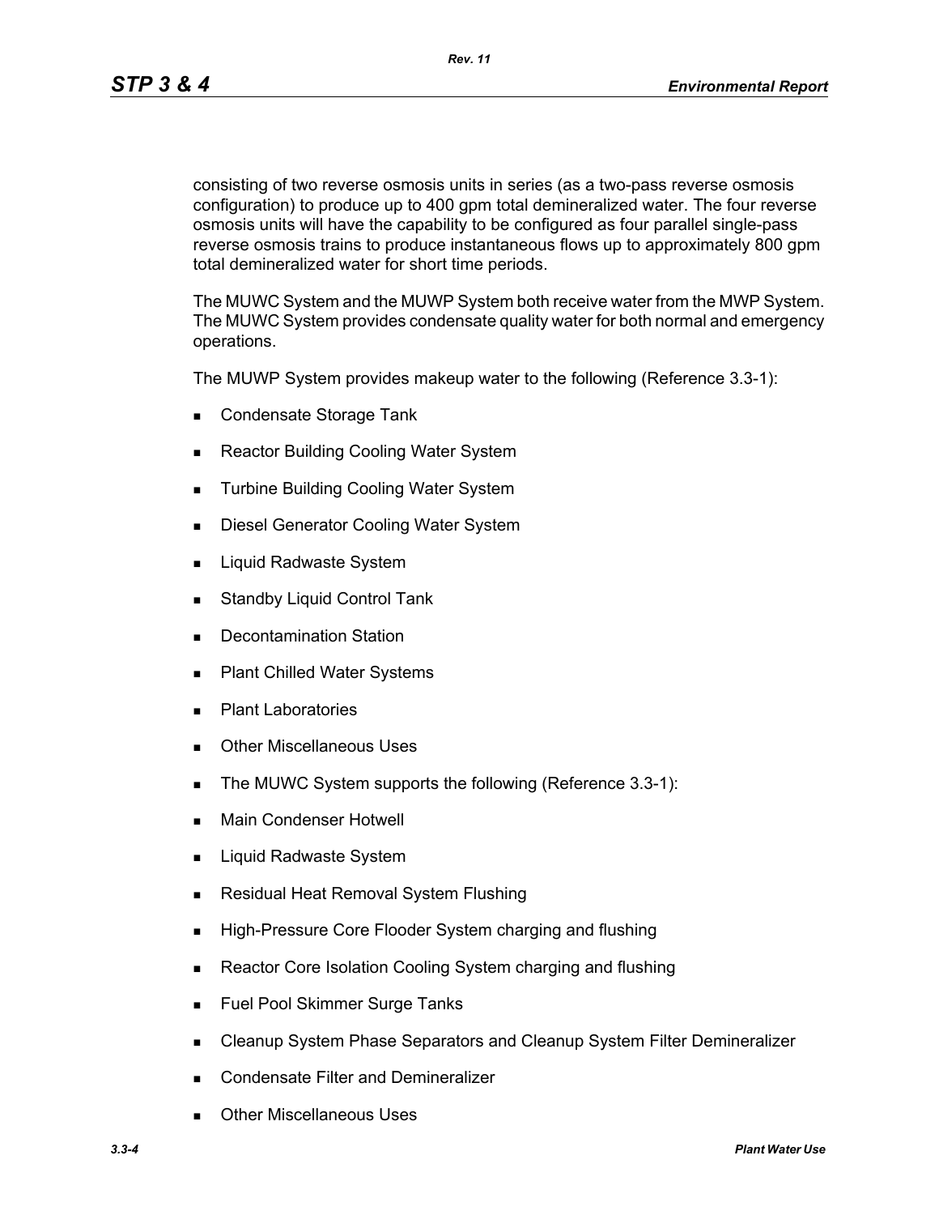consisting of two reverse osmosis units in series (as a two-pass reverse osmosis configuration) to produce up to 400 gpm total demineralized water. The four reverse osmosis units will have the capability to be configured as four parallel single-pass reverse osmosis trains to produce instantaneous flows up to approximately 800 gpm total demineralized water for short time periods.

The MUWC System and the MUWP System both receive water from the MWP System. The MUWC System provides condensate quality water for both normal and emergency operations.

The MUWP System provides makeup water to the following (Reference 3.3-1):

- Condensate Storage Tank
- Reactor Building Cooling Water System
- Turbine Building Cooling Water System
- Diesel Generator Cooling Water System
- Liquid Radwaste System
- Standby Liquid Control Tank
- Decontamination Station
- Plant Chilled Water Systems
- Plant Laboratories
- Other Miscellaneous Uses
- The MUWC System supports the following (Reference 3.3-1):
- Main Condenser Hotwell
- Liquid Radwaste System
- Residual Heat Removal System Flushing
- High-Pressure Core Flooder System charging and flushing
- Reactor Core Isolation Cooling System charging and flushing
- Fuel Pool Skimmer Surge Tanks
- Cleanup System Phase Separators and Cleanup System Filter Demineralizer
- Condensate Filter and Demineralizer
- Other Miscellaneous Uses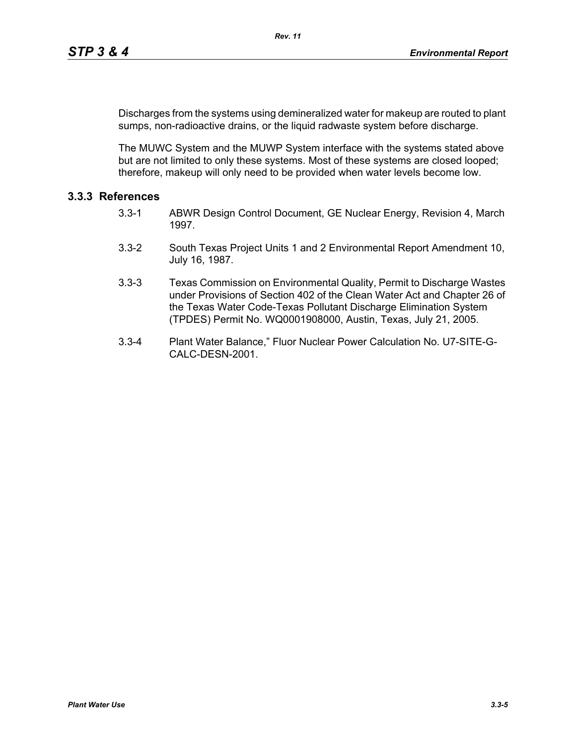Discharges from the systems using demineralized water for makeup are routed to plant sumps, non-radioactive drains, or the liquid radwaste system before discharge.

The MUWC System and the MUWP System interface with the systems stated above but are not limited to only these systems. Most of these systems are closed looped; therefore, makeup will only need to be provided when water levels become low.

### 3.3.3 References

3.3-1 ABWR Design Control Document, GE Nuclear Energy, Revision 4, March 1997.

3.3-2 South Texas Project Units 1 and 2 Environmental Report Amendment 10, July 16, 1987.

3.3-3 Texas Commission on Environmental Quality, Permit to Discharge Wastes under Provisions of Section 402 of the Clean Water Act and Chapter 26 of the Texas Water Code-Texas Pollutant Discharge Elimination System (TPDES) Permit No. WQ0001908000, Austin, Texas, July 21, 2005.

3.3-4 Plant Water Balance," Fluor Nuclear Power Calculation No. U7-SITE-G-CALC-DESN-2001.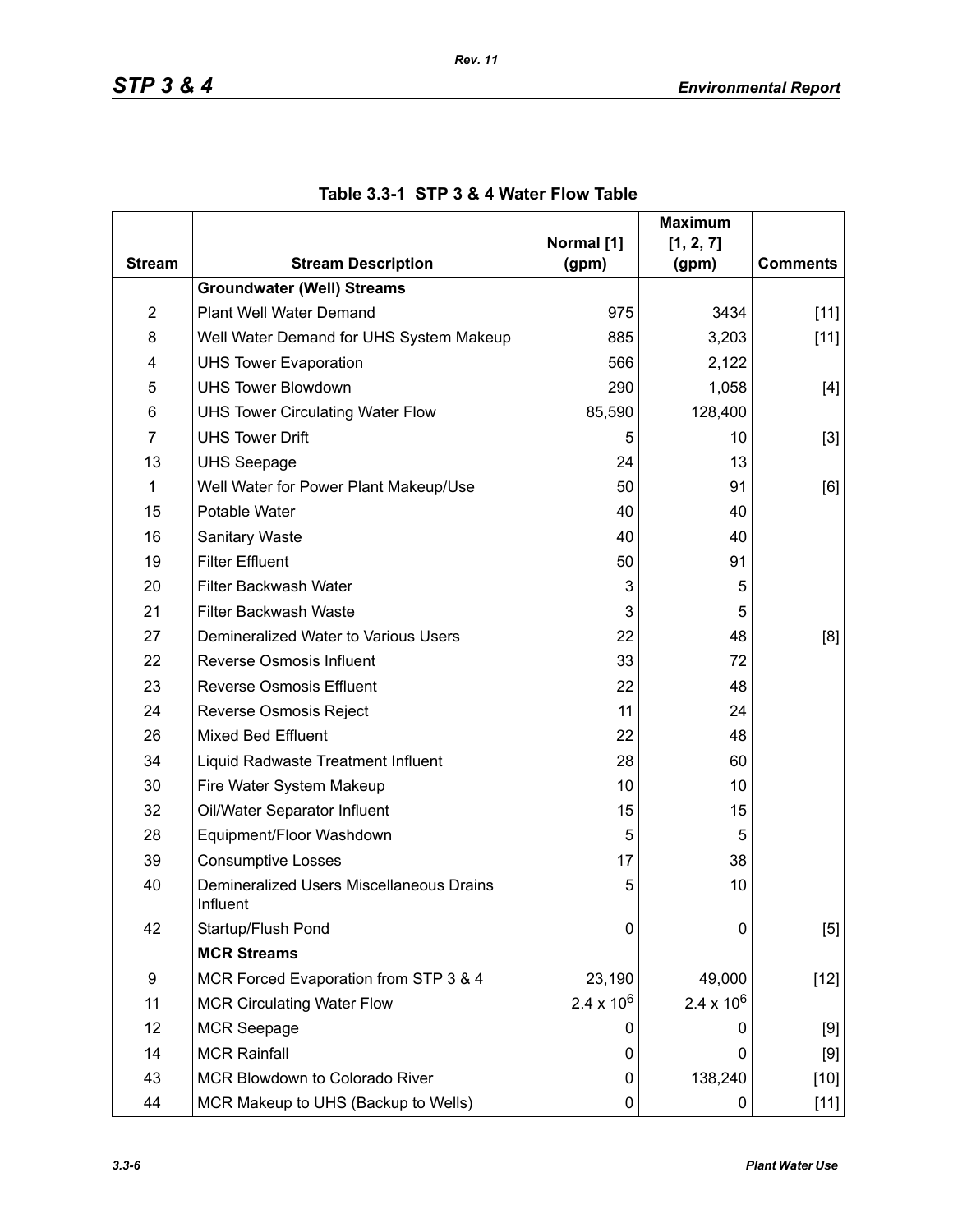Table 3.3-1 STP 3 & 4 Water Flow Table

| Stream | Stream Description | Normal [1] (gpm) | Maximum [1, 2, 7] (gpm) | Comments |
|---|---|---|---|---|
| | **Groundwater (Well) Streams** | | | |
| 2 | Plant Well Water Demand | 975 | 3434 | [11] |
| 8 | Well Water Demand for UHS System Makeup | 885 | 3,203 | [11] |
| 4 | UHS Tower Evaporation | 566 | 2,122 | |
| 5 | UHS Tower Blowdown | 290 | 1,058 | [4] |
| 6 | UHS Tower Circulating Water Flow | 85,590 | 128,400 | |
| 7 | UHS Tower Drift | 5 | 10 | [3] |
| 13 | UHS Seepage | 24 | 13 | |
| 1 | Well Water for Power Plant Makeup/Use | 50 | 91 | [6] |
| 15 | Potable Water | 40 | 40 | |
| 16 | Sanitary Waste | 40 | 40 | |
| 19 | Filter Effluent | 50 | 91 | |
| 20 | Filter Backwash Water | 3 | 5 | |
| 21 | Filter Backwash Waste | 3 | 5 | |
| 27 | Demineralized Water to Various Users | 22 | 48 | [8] |
| 22 | Reverse Osmosis Influent | 33 | 72 | |
| 23 | Reverse Osmosis Effluent | 22 | 48 | |
| 24 | Reverse Osmosis Reject | 11 | 24 | |
| 26 | Mixed Bed Effluent | 22 | 48 | |
| 34 | Liquid Radwaste Treatment Influent | 28 | 60 | |
| 30 | Fire Water System Makeup | 10 | 10 | |
| 32 | Oil/Water Separator Influent | 15 | 15 | |
| 28 | Equipment/Floor Washdown | 5 | 5 | |
| 39 | Consumptive Losses | 17 | 38 | |
| 40 | Demineralized Users Miscellaneous Drains Influent | 5 | 10 | |
| 42 | Startup/Flush Pond | 0 | 0 | [5] |
| | **MCR Streams** | | | |
| 9 | MCR Forced Evaporation from STP 3 & 4 | 23,190 | 49,000 | [12] |
| 11 | MCR Circulating Water Flow | $2.4 \times 10^6$ | $2.4 \times 10^6$ | |
| 12 | MCR Seepage | 0 | 0 | [9] |
| 14 | MCR Rainfall | 0 | 0 | [9] |
| 43 | MCR Blowdown to Colorado River | 0 | 138,240 | [10] |
| 44 | MCR Makeup to UHS (Backup to Wells) | 0 | 0 | [11] |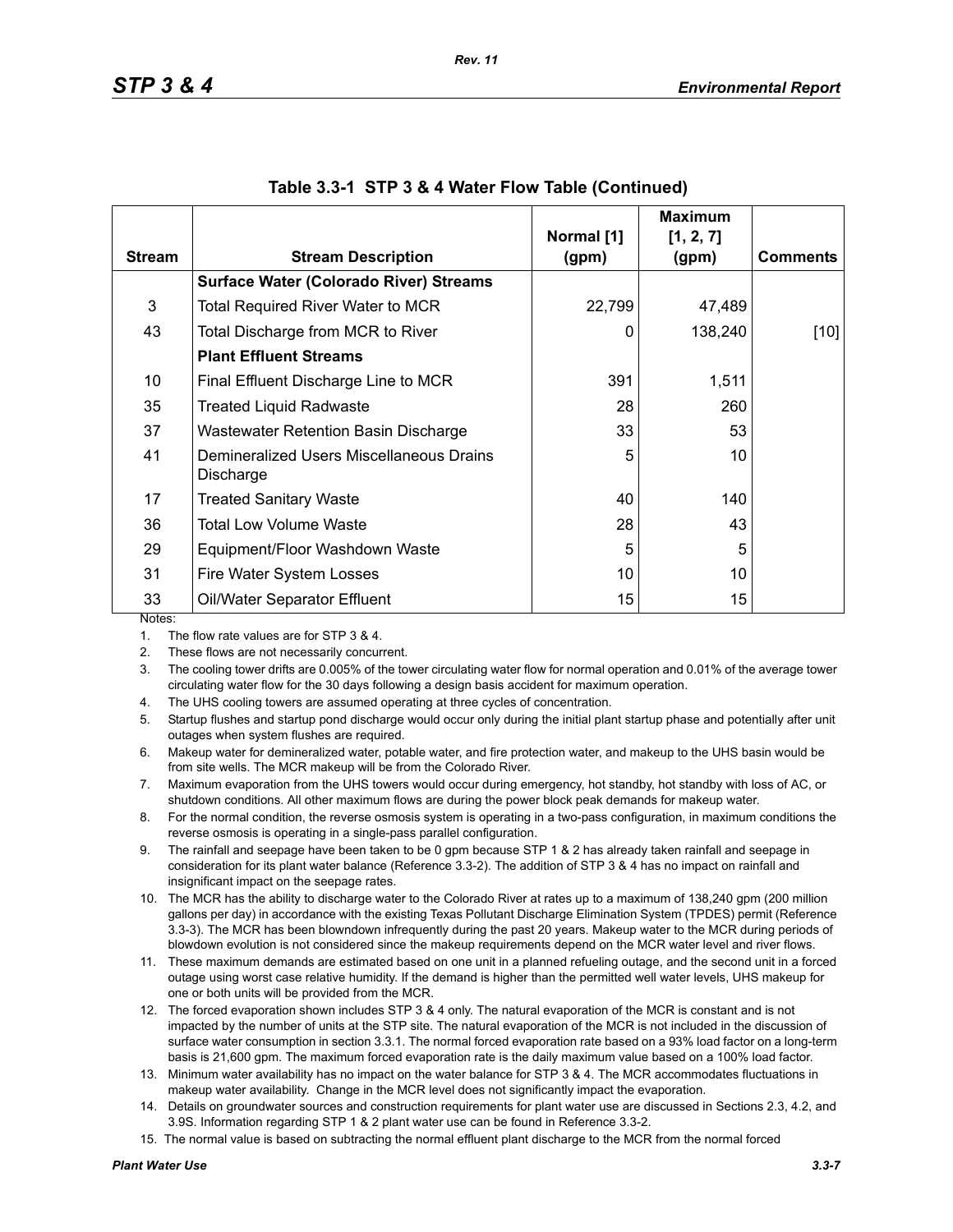**Table 3.3-1 STP 3 & 4 Water Flow Table (Continued)**

| Stream | Stream Description | Normal [1] (gpm) | Maximum [1, 2, 7] (gpm) | Comments |
|---|---|---|---|---|
| | **Surface Water (Colorado River) Streams** | | | |
| 3 | Total Required River Water to MCR | 22,799 | 47,489 | |
| 43 | Total Discharge from MCR to River | 0 | 138,240 | [10] |
| | **Plant Effluent Streams** | | | |
| 10 | Final Effluent Discharge Line to MCR | 391 | 1,511 | |
| 35 | Treated Liquid Radwaste | 28 | 260 | |
| 37 | Wastewater Retention Basin Discharge | 33 | 53 | |
| 41 | Demineralized Users Miscellaneous Drains Discharge | 5 | 10 | |
| 17 | Treated Sanitary Waste | 40 | 140 | |
| 36 | Total Low Volume Waste | 28 | 43 | |
| 29 | Equipment/Floor Washdown Waste | 5 | 5 | |
| 31 | Fire Water System Losses | 10 | 10 | |
| 33 | Oil/Water Separator Effluent | 15 | 15 | |

Notes:

1. The flow rate values are for STP 3 & 4.
2. These flows are not necessarily concurrent.
3. The cooling tower drifts are 0.005% of the tower circulating water flow for normal operation and 0.01% of the average tower circulating water flow for the 30 days following a design basis accident for maximum operation.
4. The UHS cooling towers are assumed operating at three cycles of concentration.
5. Startup flushes and startup pond discharge would occur only during the initial plant startup phase and potentially after unit outages when system flushes are required.
6. Makeup water for demineralized water, potable water, and fire protection water, and makeup to the UHS basin would be from site wells. The MCR makeup will be from the Colorado River.
7. Maximum evaporation from the UHS towers would occur during emergency, hot standby, hot standby with loss of AC, or shutdown conditions. All other maximum flows are during the power block peak demands for makeup water.
8. For the normal condition, the reverse osmosis system is operating in a two-pass configuration, in maximum conditions the reverse osmosis is operating in a single-pass parallel configuration.
9. The rainfall and seepage have been taken to be 0 gpm because STP 1 & 2 has already taken rainfall and seepage in consideration for its plant water balance (Reference 3.3-2). The addition of STP 3 & 4 has no impact on rainfall and insignificant impact on the seepage rates.
10. The MCR has the ability to discharge water to the Colorado River at rates up to a maximum of 138,240 gpm (200 million gallons per day) in accordance with the existing Texas Pollutant Discharge Elimination System (TPDES) permit (Reference 3.3-3). The MCR has been blowndown infrequently during the past 20 years. Makeup water to the MCR during periods of blowdown evolution is not considered since the makeup requirements depend on the MCR water level and river flows.
11. These maximum demands are estimated based on one unit in a planned refueling outage, and the second unit in a forced outage using worst case relative humidity. If the demand is higher than the permitted well water levels, UHS makeup for one or both units will be provided from the MCR.
12. The forced evaporation shown includes STP 3 & 4 only. The natural evaporation of the MCR is constant and is not impacted by the number of units at the STP site. The natural evaporation of the MCR is not included in the discussion of surface water consumption in section 3.3.1. The normal forced evaporation rate based on a 93% load factor on a long-term basis is 21,600 gpm. The maximum forced evaporation rate is the daily maximum value based on a 100% load factor.
13. Minimum water availability has no impact on the water balance for STP 3 & 4. The MCR accommodates fluctuations in makeup water availability. Change in the MCR level does not significantly impact the evaporation.
14. Details on groundwater sources and construction requirements for plant water use are discussed in Sections 2.3, 4.2, and 3.9S. Information regarding STP 1 & 2 plant water use can be found in Reference 3.3-2.
15. The normal value is based on subtracting the normal effluent plant discharge to the MCR from the normal forced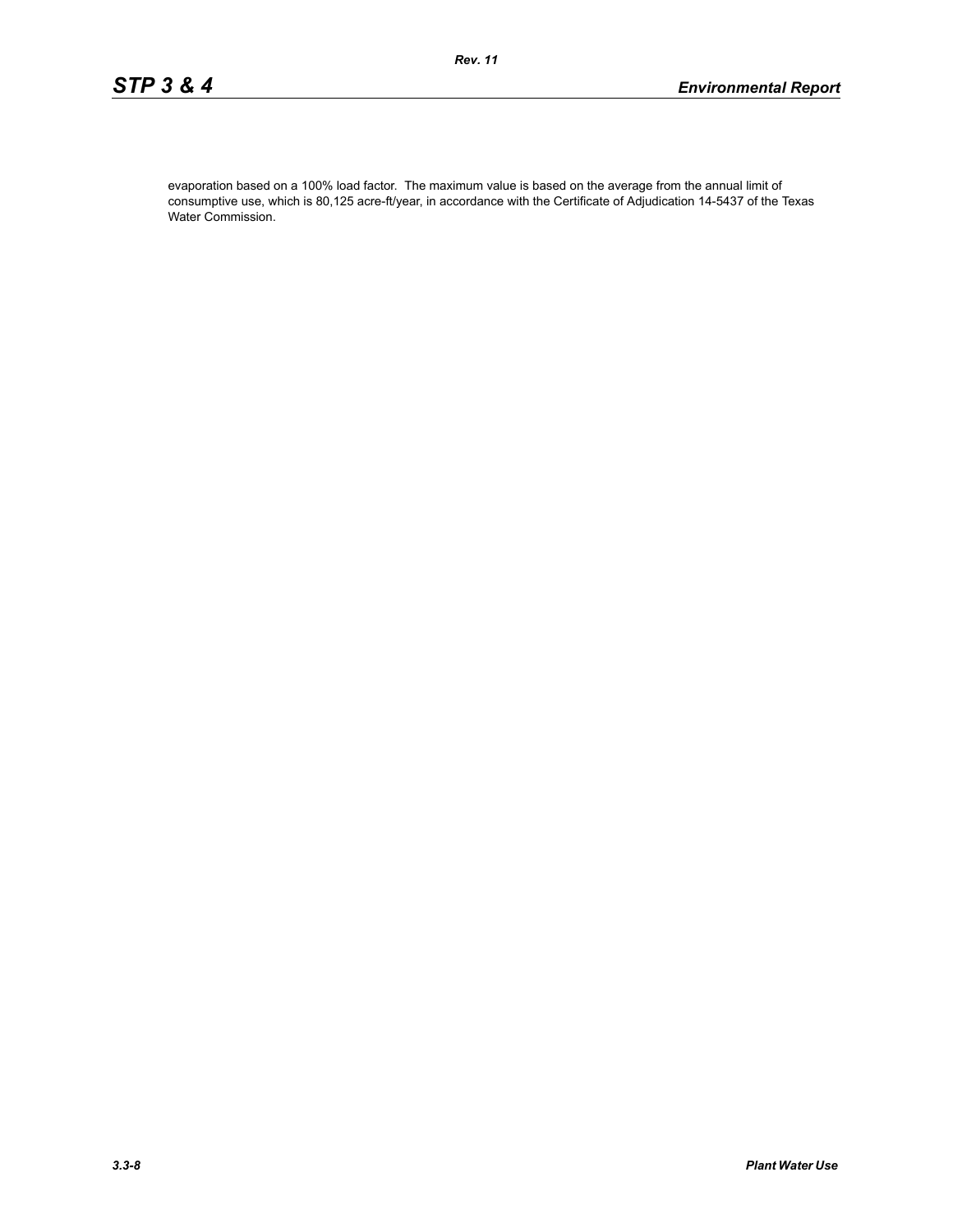evaporation based on a 100% load factor. The maximum value is based on the average from the annual limit of consumptive use, which is 80,125 acre-ft/year, in accordance with the Certificate of Adjudication 14-5437 of the Texas Water Commission.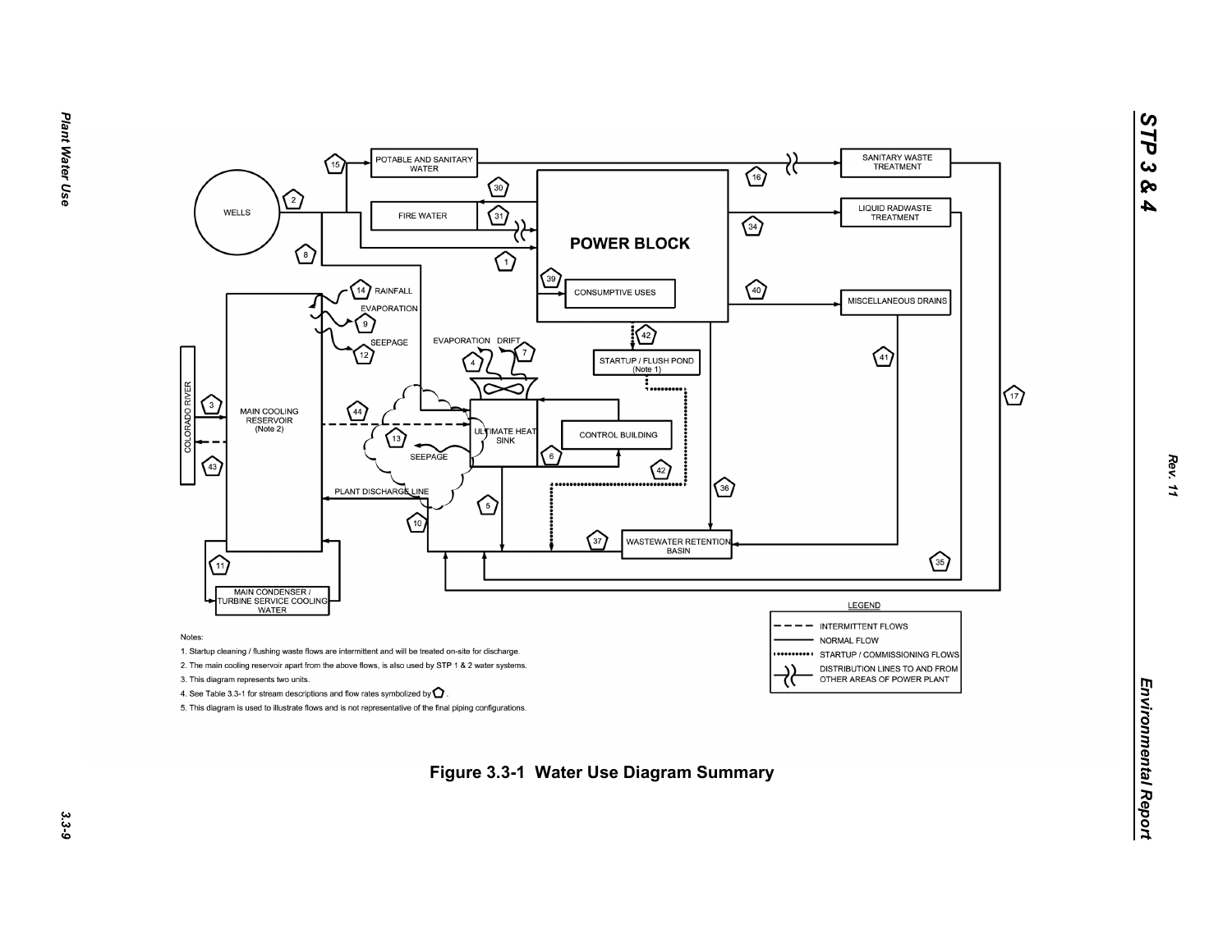Notes:

1. Startup cleaning / flushing waste flows are intermittent and will be treated on-site for discharge.
2. The main cooling reservoir apart from the above flows, is also used by STP 1 & 2 water systems.
3. This diagram represents two units.
4. See Table 3.3-1 for stream descriptions and flow rates symbolized by ⬠ .
5. This diagram is used to illustrate flows and is not representative of the final piping configurations.

**Figure 3.3-1 Water Use Diagram Summary**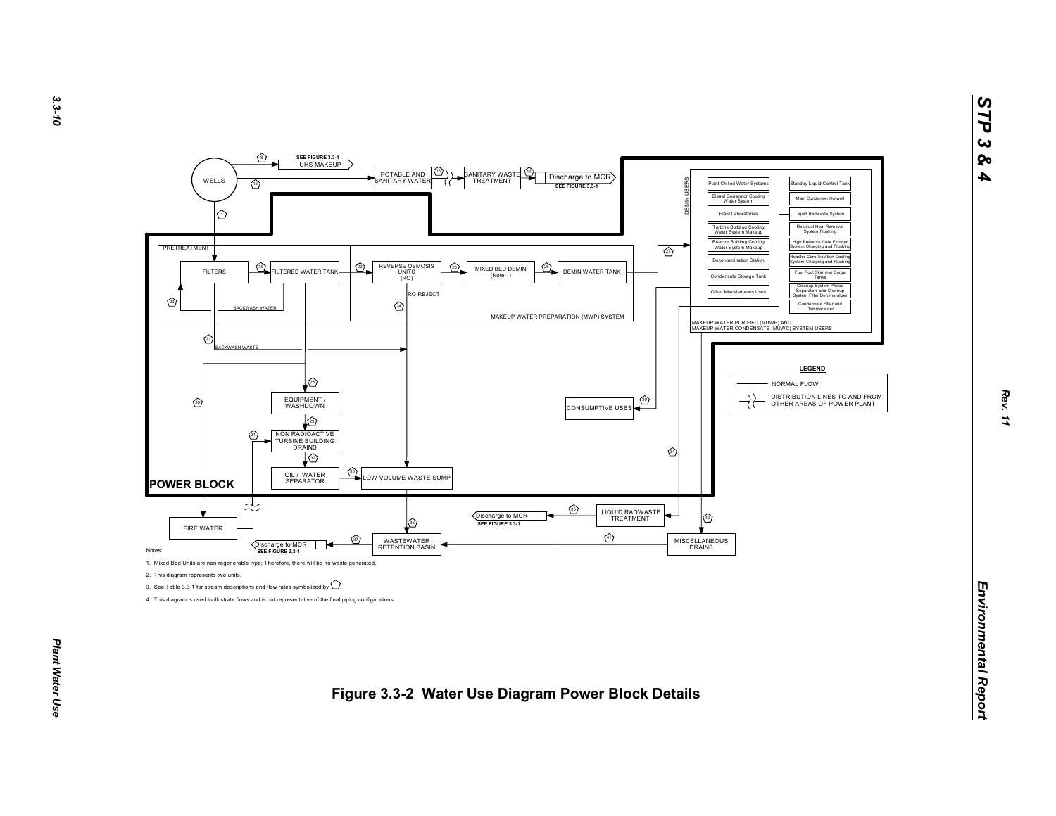SEE FIGURE 3.3-1

UHS MAKEUP

WELLS

POTABLE AND SANITARY WATER

SANITARY WASTE TREATMENT

Discharge to MCR

SEE FIGURE 3.3-1

8

15

16

17

1

PRETREATMENT

FILTERS

19

FILTERED WATER TANK

22

REVERSE OSMOSIS UNITS (RO)

23

MIXED BED DEMIN (Note 1)

26

DEMIN WATER TANK

27

20

BACKWASH WATER

RO REJECT

24

MAKEUP WATER PREPARATION (MWP) SYSTEM

DEMIN USERS

Plant Chilled Water Systems

Diesel Generator Cooling Water System

Plant Laboratories

Turbine Building Cooling Water System Makeup

Reactor Building Cooling Water System Makeup

Decontamination Station

Condensate Storage Tank

Other Miscellaneous Uses

Standby Liquid Control Tank

Main Condenser Hotwell

Liquid Radwaste System

Residual Heat Removal System Flushing

High Pressure Core Flooder System Charging and Flushing

Reactor Core Isolation Cooling System Charging and Flushing

Fuel Pool Skimmer Surge Tanks

Cleanup System Phase Separators and Cleanup System Filter Demineralizer

Condensate Filter and Demineralizer

MAKEUP WATER PURIFIED (MUWP) AND MAKEUP WATER CONDENSATE (MUWC) SYSTEM USERS

21

BACKWASH WASTE

28

EQUIPMENT / WASHDOWN

29

30

31

NON RADIOACTIVE TURBINE BUILDING DRAINS

32

OIL / WATER SEPARATOR

33

LOW VOLUME WASTE SUMP

CONSUMPTIVE USES

39

34

POWER BLOCK

LEGEND

NORMAL FLOW

DISTRIBUTION LINES TO AND FROM OTHER AREAS OF POWER PLANT

FIRE WATER

36

Discharge to MCR

SEE FIGURE 3.3-1

35

LIQUID RADWASTE TREATMENT

40

Discharge to MCR

SEE FIGURE 3.3-1

37

WASTEWATER RETENTION BASIN

41

MISCELLANEOUS DRAINS

Notes:

1. Mixed Bed Units are non-regenerable type; Therefore, there will be no waste generated.

2. This diagram represents two units.

3. See Table 3.3-1 for stream descriptions and flow rates symbolized by ⬠.

4. This diagram is used to illustrate flows and is not representative of the final piping configurations.

**Figure 3.3-2 Water Use Diagram Power Block Details**